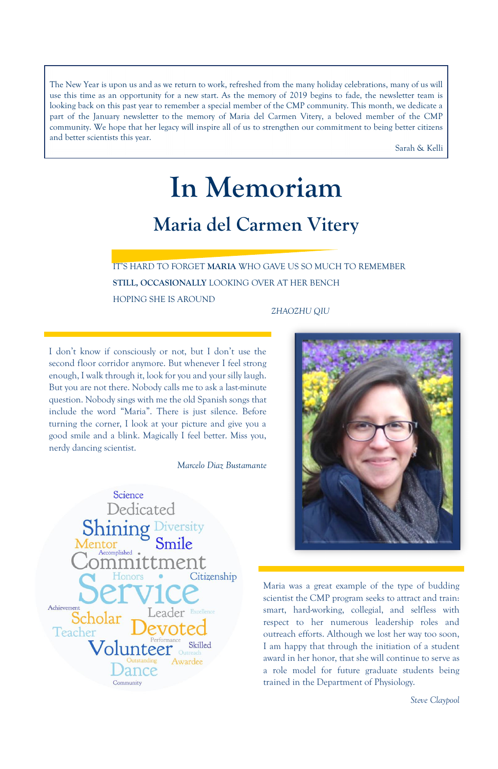The New Year is upon us and as we return to work, refreshed from the many holiday celebrations, many of us will use this time as an opportunity for a new start. As the memory of 2019 begins to fade, the newsletter team is looking back on this past year to remember a special member of the CMP community. This month, we dedicate a part of the January newsletter to the memory of Maria del Carmen Vitery, a beloved member of the CMP community. We hope that her legacy will inspire all of us to strengthen our commitment to being better citizens and better scientists this year.

Sarah & Kelli

# In Memoriam

## Maria del Carmen Vitery

IT'S HARD TO FORGET **MARIA** WHO GAVE US SO MUCH TO REMEMBER

**STILL, OCCASIONALLY** LOOKING OVER AT HER BENCH

HOPING SHE IS AROUND

*ZHAOZHU QIU*

I don't know if consciously or not, but I don't use the second floor corridor anymore. But whenever I feel strong enough, I walk through it, look for you and your silly laugh. But you are not there. Nobody calls me to ask a last-minute question. Nobody sings with me the old Spanish songs that include the word "Maria". There is just silence. Before turning the corner, I look at your picture and give you a good smile and a blink. Magically I feel better. Miss you, nerdy dancing scientist.

*Marcelo Diaz Bustamante*

Science Dedicated Shining Diversity Mentor Smile Accomplished Committment Honors Citizenship Service Achievement Scholar Leader Excellence Teacher Devoted Performance Volunteer Skilled Outreach Outstanding Awardee Dance Community

Maria was a great example of the type of budding scientist the CMP program seeks to attract and train: smart, hard-working, collegial, and selfless with respect to her numerous leadership roles and outreach efforts. Although we lost her way too soon, I am happy that through the initiation of a student award in her honor, that she will continue to serve as a role model for future graduate students being trained in the Department of Physiology.

*Steve Claypool*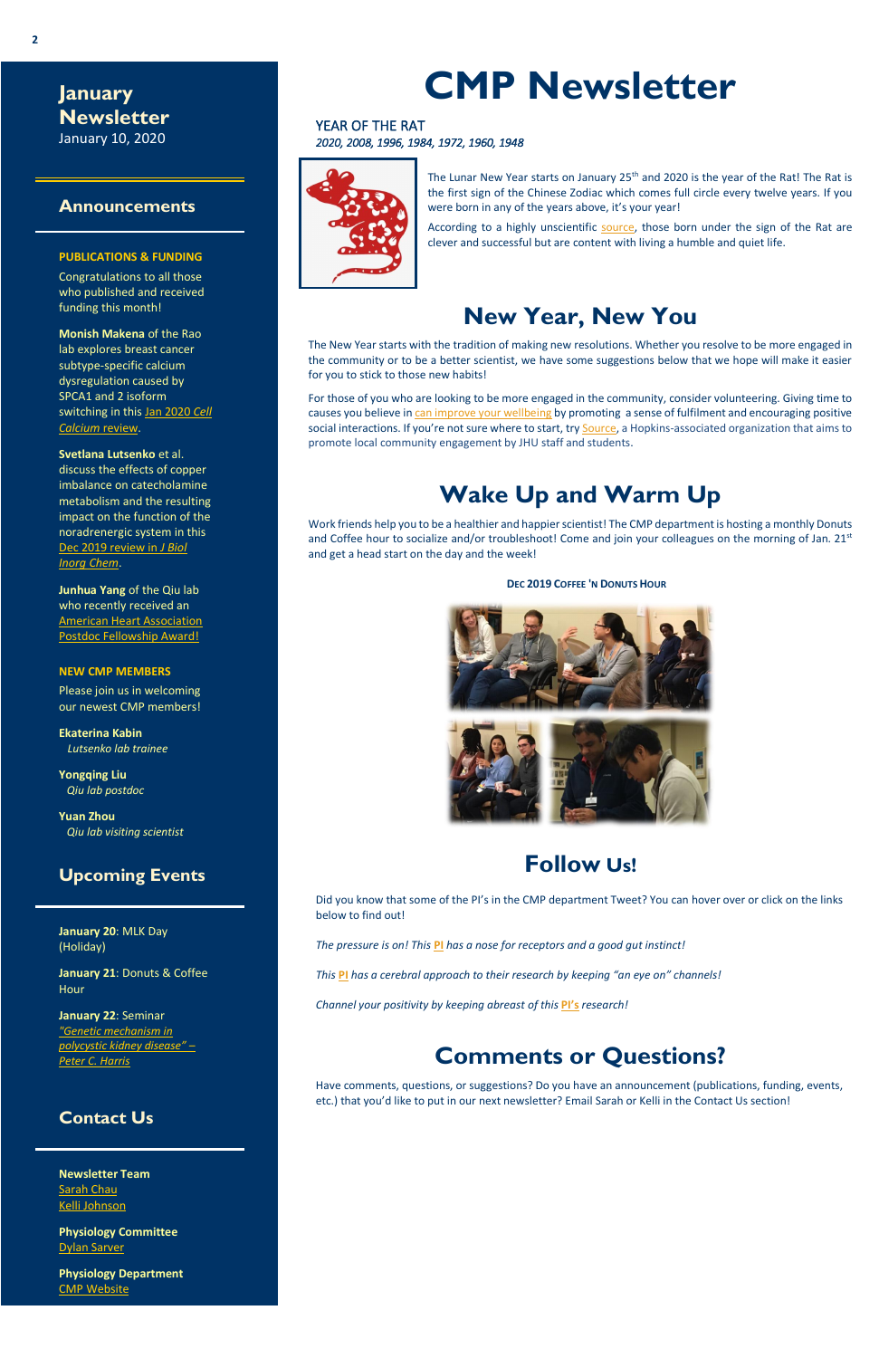# January Newsletter

January 10, 2020

## Announcements

**PUBLICATIONS & FUNDING**

Congratulations to all those who published and received funding this month!

**Monish Makena** of the Rao lab explores breast cancer subtype-specific calcium dysregulation caused by SPCA1 and 2 isoform switching in this Jan 2020 *Cell Calcium* review.

**Svetlana Lutsenko** et al. discuss the effects of copper imbalance on catecholamine metabolism and the resulting impact on the function of the noradrenergic system in this Dec 2019 review in *J Biol Inorg Chem*.

**Junhua Yang** of the Qiu lab who recently received an American Heart Association Postdoc Fellowship Award!

**NEW CMP MEMBERS**

Please join us in welcoming our newest CMP members!

**Ekaterina Kabin**
*Lutsenko lab trainee*

**Yongqing Liu**
*Qiu lab postdoc*

**Yuan Zhou**
*Qiu lab visiting scientist*

## Upcoming Events

**January 20**: MLK Day (Holiday)

**January 21**: Donuts & Coffee Hour

**January 22**: Seminar *"Genetic mechanism in polycystic kidney disease" – Peter C. Harris*

## Contact Us

**Newsletter Team**
Sarah Chau
Kelli Johnson

**Physiology Committee**
Dylan Sarver

**Physiology Department**
CMP Website

# CMP Newsletter

YEAR OF THE RAT

*2020, 2008, 1996, 1984, 1972, 1960, 1948*

The Lunar New Year starts on January 25th and 2020 is the year of the Rat! The Rat is the first sign of the Chinese Zodiac which comes full circle every twelve years. If you were born in any of the years above, it's your year!

According to a highly unscientific source, those born under the sign of the Rat are clever and successful but are content with living a humble and quiet life.

## New Year, New You

The New Year starts with the tradition of making new resolutions. Whether you resolve to be more engaged in the community or to be a better scientist, we have some suggestions below that we hope will make it easier for you to stick to those new habits!

For those of you who are looking to be more engaged in the community, consider volunteering. Giving time to causes you believe in can improve your wellbeing by promoting a sense of fulfilment and encouraging positive social interactions. If you're not sure where to start, try Source, a Hopkins-associated organization that aims to promote local community engagement by JHU staff and students.

## Wake Up and Warm Up

Work friends help you to be a healthier and happier scientist! The CMP department is hosting a monthly Donuts and Coffee hour to socialize and/or troubleshoot! Come and join your colleagues on the morning of Jan. 21st and get a head start on the day and the week!

**DEC 2019 COFFEE 'N DONUTS HOUR**

## Follow Us!

Did you know that some of the PI's in the CMP department Tweet? You can hover over or click on the links below to find out!

*The pressure is on! This PI has a nose for receptors and a good gut instinct!*

*This PI has a cerebral approach to their research by keeping "an eye on" channels!*

*Channel your positivity by keeping abreast of this PI's research!*

## Comments or Questions?

Have comments, questions, or suggestions? Do you have an announcement (publications, funding, events, etc.) that you'd like to put in our next newsletter? Email Sarah or Kelli in the Contact Us section!